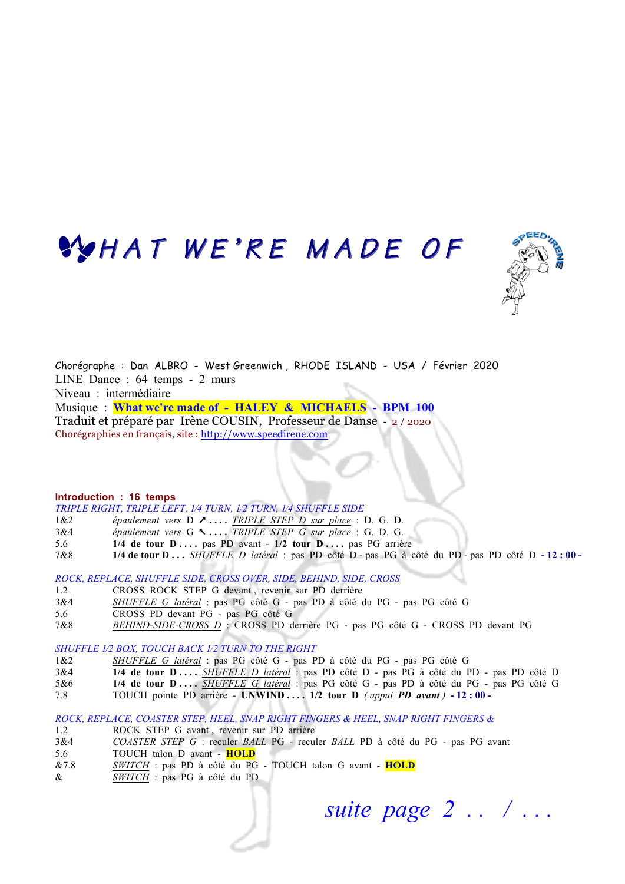# WHAT WE'RE MADE OF

Chorégraphe : Dan ALBRO - West Greenwich , RHODE ISLAND - USA / Février 2020
LINE Dance : 64 temps - 2 murs
Niveau : intermédiaire
Musique : **What we're made of - HALEY & MICHAELS - BPM 100**
Traduit et préparé par Irène COUSIN, Professeur de Danse - 2 / 2020
Chorégraphies en français, site : http://www.speedirene.com

**Introduction : 16 temps**

*TRIPLE RIGHT, TRIPLE LEFT, 1/4 TURN, 1/2 TURN, 1/4 SHUFFLE SIDE*

| | |
|---|---|
| 1&2 | *épaulement vers* D ↗ . . . . *TRIPLE STEP D sur place* : D. G. D. |
| 3&4 | *épaulement vers* G ↖ . . . . *TRIPLE STEP G sur place* : G. D. G. |
| 5.6 | **1/4 de tour D . . . .** pas PD avant - **1/2 tour D . . . .** pas PG arrière |
| 7&8 | **1/4 de tour D . . .** *SHUFFLE D latéral* : pas PD côté D - pas PG à côté du PD - pas PD côté D **- 12 : 00 -** |

*ROCK, REPLACE, SHUFFLE SIDE, CROSS OVER, SIDE, BEHIND, SIDE, CROSS*

| | |
|---|---|
| 1.2 | CROSS ROCK STEP G devant , revenir sur PD derrière |
| 3&4 | *SHUFFLE G latéral* : pas PG côté G - pas PD à côté du PG - pas PG côté G |
| 5.6 | CROSS PD devant PG - pas PG côté G |
| 7&8 | *BEHIND-SIDE-CROSS D* : CROSS PD derrière PG - pas PG côté G - CROSS PD devant PG |

*SHUFFLE 1/2 BOX, TOUCH BACK 1/2 TURN TO THE RIGHT*

| | |
|---|---|
| 1&2 | *SHUFFLE G latéral* : pas PG côté G - pas PD à côté du PG - pas PG côté G |
| 3&4 | **1/4 de tour D . . . .** *SHUFFLE D latéral* : pas PD côté D - pas PG à côté du PD - pas PD côté D |
| 5&6 | **1/4 de tour D . . . .** *SHUFFLE G latéral* : pas PG côté G - pas PD à côté du PG - pas PG côté G |
| 7.8 | TOUCH pointe PD arrière - **UNWIND . . . . 1/2 tour D** *( appui **PD avant** )* **- 12 : 00 -** |

*ROCK, REPLACE, COASTER STEP, HEEL, SNAP RIGHT FINGERS & HEEL, SNAP RIGHT FINGERS &*

| | |
|---|---|
| 1.2 | ROCK STEP G avant , revenir sur PD arrière |
| 3&4 | *COASTER STEP G* : reculer *BALL* PG - reculer *BALL* PD à côté du PG - pas PG avant |
| 5.6 | TOUCH talon D avant - **HOLD** |
| &7.8 | *SWITCH* : pas PD à côté du PG - TOUCH talon G avant - **HOLD** |
| & | *SWITCH* : pas PG à côté du PD |

*suite page 2 . . / . . .*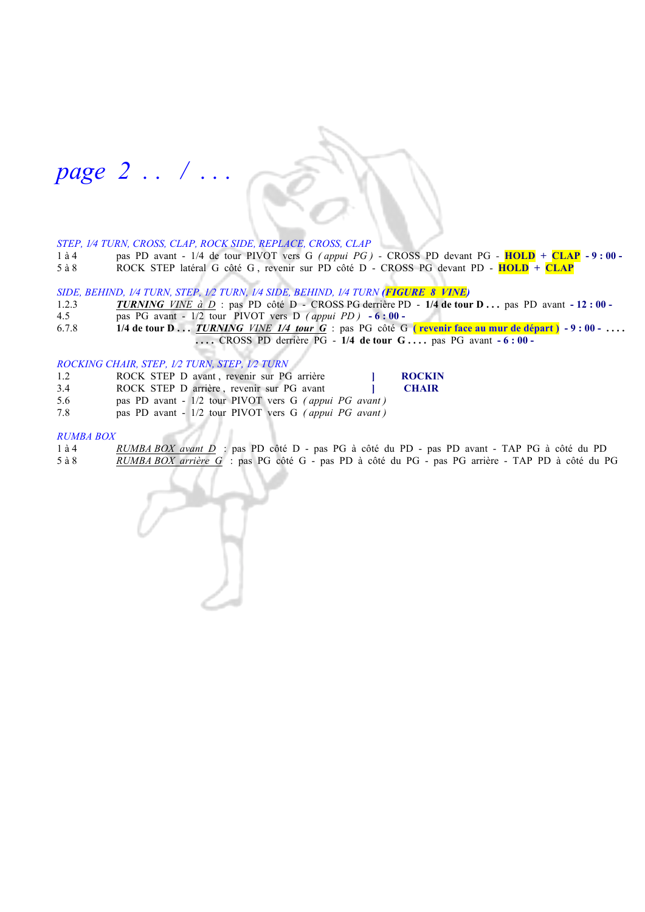*page 2 . . / . . .*

*STEP, 1/4 TURN, CROSS, CLAP, ROCK SIDE, REPLACE, CROSS, CLAP*

| | |
|---|---|
| 1 à 4 | pas PD avant - 1/4 de tour PIVOT vers G *( appui PG )* - CROSS PD devant PG - **HOLD** + **CLAP** **- 9 : 00 -** |
| 5 à 8 | ROCK STEP latéral G côté G , revenir sur PD côté D - CROSS PG devant PD - **HOLD** + **CLAP** |

*SIDE, BEHIND, 1/4 TURN, STEP, 1/2 TURN, 1/4 SIDE, BEHIND, 1/4 TURN* ***(FIGURE 8 VINE)***

| | |
|---|---|
| 1.2.3 | ***TURNING VINE à D*** : pas PD côté D - CROSS PG derrière PD - **1/4 de tour D . . .** pas PD avant **- 12 : 00 -** |
| 4.5 | pas PG avant - 1/2 tour PIVOT vers D *( appui PD )* **- 6 : 00 -** |
| 6.7.8 | **1/4 de tour D . . .** ***TURNING VINE 1/4 tour G*** : pas PG côté G **( revenir face au mur de départ )** **- 9 : 00 -** . . . . . . . . CROSS PD derrière PG - **1/4 de tour G . . . .** pas PG avant **- 6 : 00 -** |

*ROCKING CHAIR, STEP, 1/2 TURN, STEP, 1/2 TURN*

| | | |
|---|---|---|
| 1.2 | ROCK STEP D avant , revenir sur PG arrière ] | **ROCKIN** |
| 3.4 | ROCK STEP D arrière , revenir sur PG avant ] | **CHAIR** |
| 5.6 | pas PD avant - 1/2 tour PIVOT vers G *( appui PG avant )* | |
| 7.8 | pas PD avant - 1/2 tour PIVOT vers G *( appui PG avant )* | |

*RUMBA BOX*

| | |
|---|---|
| 1 à 4 | *RUMBA BOX avant D* : pas PD côté D - pas PG à côté du PD - pas PD avant - TAP PG à côté du PD |
| 5 à 8 | *RUMBA BOX arrière G* : pas PG côté G - pas PD à côté du PG - pas PG arrière - TAP PD à côté du PG |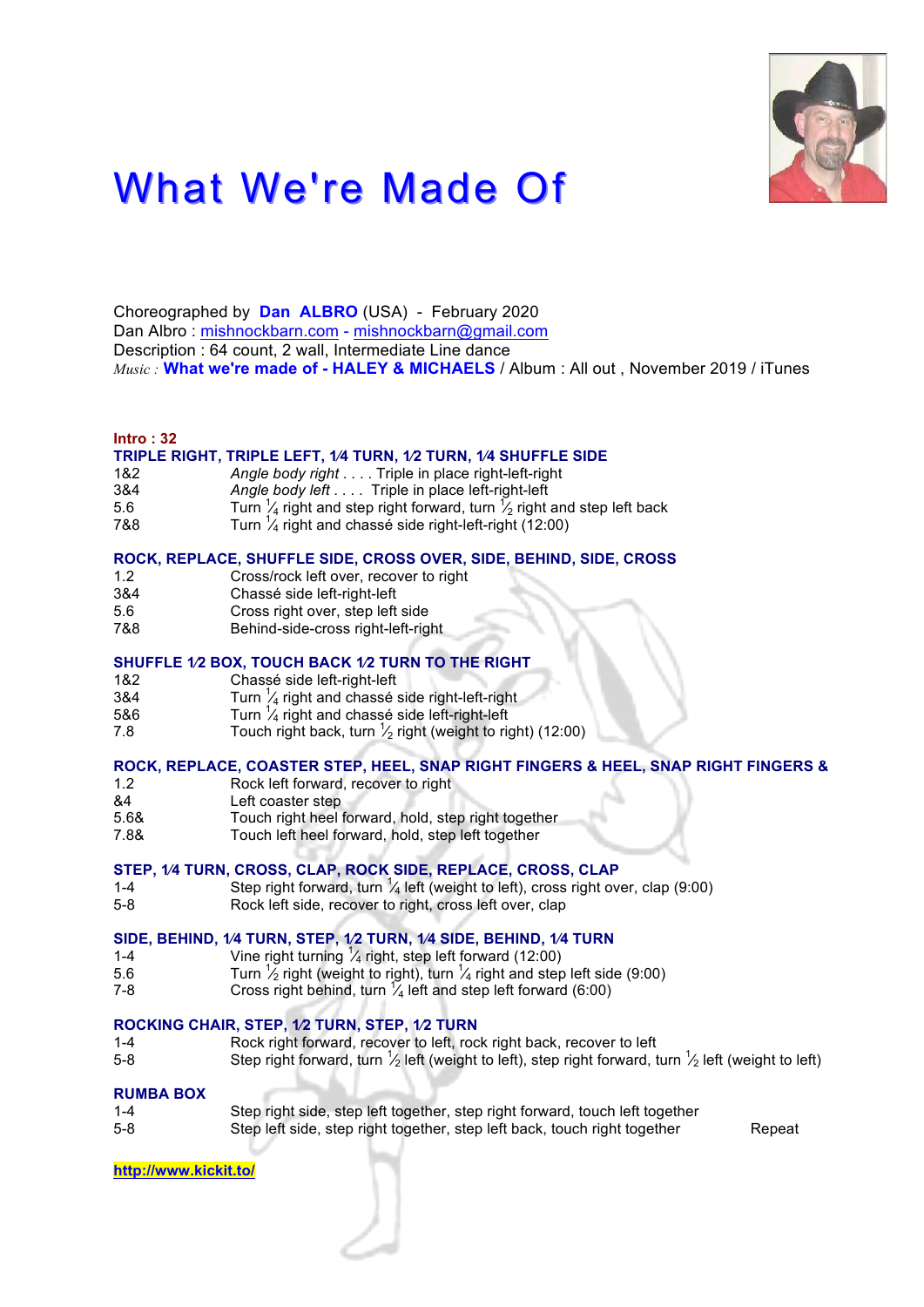# What We're Made Of

Choreographed by **Dan ALBRO** (USA) - February 2020
Dan Albro : mishnockbarn.com - mishnockbarn@gmail.com
Description : 64 count, 2 wall, Intermediate Line dance
*Music :* **What we're made of - HALEY & MICHAELS** / Album : All out , November 2019 / iTunes

**Intro : 32**

### TRIPLE RIGHT, TRIPLE LEFT, 1/4 TURN, 1/2 TURN, 1/4 SHUFFLE SIDE

| | |
|---|---|
| 1&2 | *Angle body right* . . . . Triple in place right-left-right |
| 3&4 | *Angle body left* . . . . Triple in place left-right-left |
| 5.6 | Turn 1/4 right and step right forward, turn 1/2 right and step left back |
| 7&8 | Turn 1/4 right and chassé side right-left-right (12:00) |

### ROCK, REPLACE, SHUFFLE SIDE, CROSS OVER, SIDE, BEHIND, SIDE, CROSS

| | |
|---|---|
| 1.2 | Cross/rock left over, recover to right |
| 3&4 | Chassé side left-right-left |
| 5.6 | Cross right over, step left side |
| 7&8 | Behind-side-cross right-left-right |

### SHUFFLE 1/2 BOX, TOUCH BACK 1/2 TURN TO THE RIGHT

| | |
|---|---|
| 1&2 | Chassé side left-right-left |
| 3&4 | Turn 1/4 right and chassé side right-left-right |
| 5&6 | Turn 1/4 right and chassé side left-right-left |
| 7.8 | Touch right back, turn 1/2 right (weight to right) (12:00) |

### ROCK, REPLACE, COASTER STEP, HEEL, SNAP RIGHT FINGERS & HEEL, SNAP RIGHT FINGERS &

| | |
|---|---|
| 1.2 | Rock left forward, recover to right |
| &4 | Left coaster step |
| 5.6& | Touch right heel forward, hold, step right together |
| 7.8& | Touch left heel forward, hold, step left together |

### STEP, 1/4 TURN, CROSS, CLAP, ROCK SIDE, REPLACE, CROSS, CLAP

| | |
|---|---|
| 1-4 | Step right forward, turn 1/4 left (weight to left), cross right over, clap (9:00) |
| 5-8 | Rock left side, recover to right, cross left over, clap |

### SIDE, BEHIND, 1/4 TURN, STEP, 1/2 TURN, 1/4 SIDE, BEHIND, 1/4 TURN

| | |
|---|---|
| 1-4 | Vine right turning 1/4 right, step left forward (12:00) |
| 5.6 | Turn 1/2 right (weight to right), turn 1/4 right and step left side (9:00) |
| 7-8 | Cross right behind, turn 1/4 left and step left forward (6:00) |

### ROCKING CHAIR, STEP, 1/2 TURN, STEP, 1/2 TURN

| | |
|---|---|
| 1-4 | Rock right forward, recover to left, rock right back, recover to left |
| 5-8 | Step right forward, turn 1/2 left (weight to left), step right forward, turn 1/2 left (weight to left) |

### RUMBA BOX

| | |
|---|---|
| 1-4 | Step right side, step left together, step right forward, touch left together |
| 5-8 | Step left side, step right together, step left back, touch right together |

Repeat

**http://www.kickit.to/**